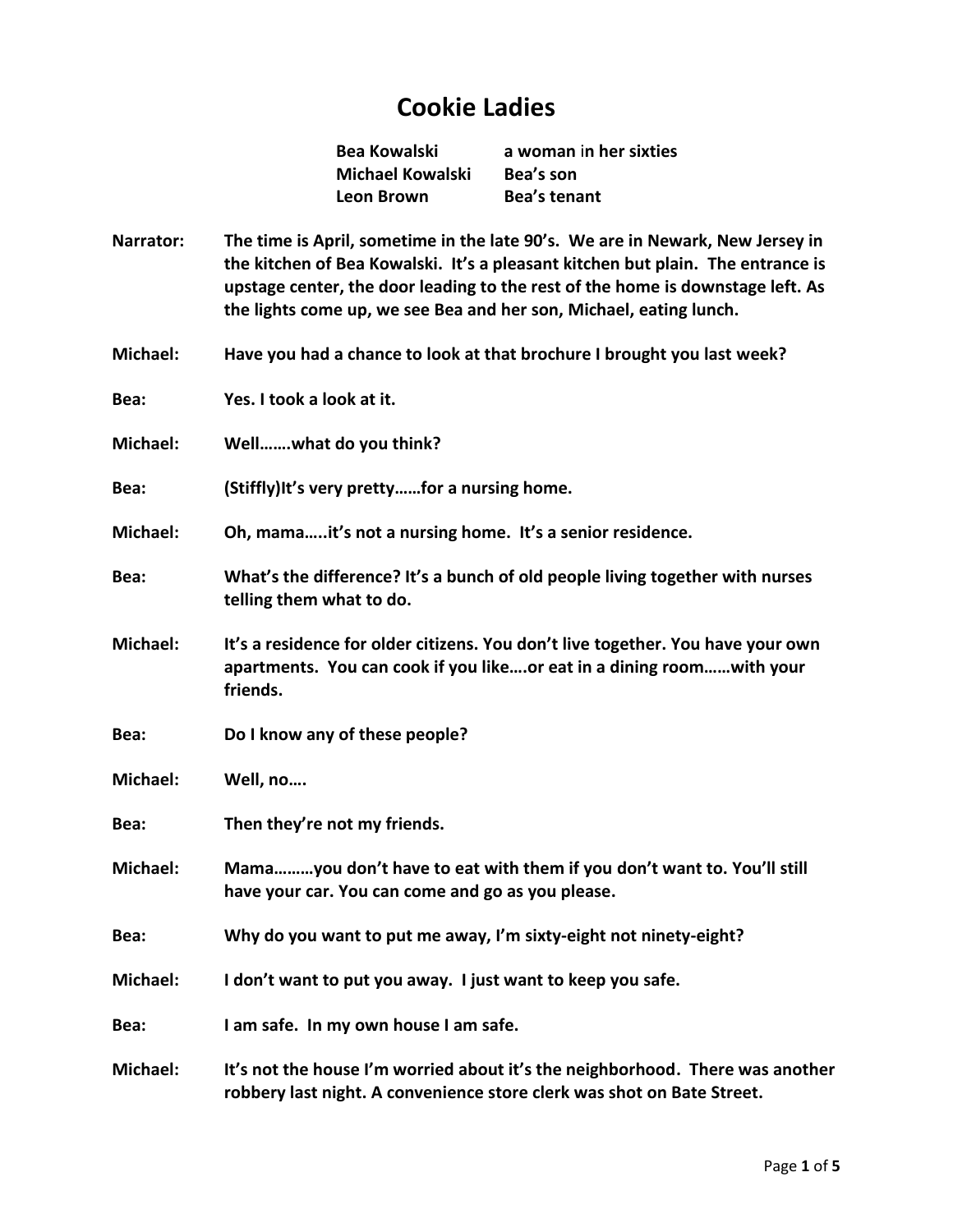# Cookie Ladies

| | |
|---|---|
| **Bea Kowalski** | **a woman in her sixties** |
| **Michael Kowalski** | **Bea's son** |
| **Leon Brown** | **Bea's tenant** |

**Narrator:** The time is April, sometime in the late 90's. We are in Newark, New Jersey in the kitchen of Bea Kowalski. It's a pleasant kitchen but plain. The entrance is upstage center, the door leading to the rest of the home is downstage left. As the lights come up, we see Bea and her son, Michael, eating lunch.

**Michael:** Have you had a chance to look at that brochure I brought you last week?

**Bea:** Yes. I took a look at it.

**Michael:** Well…….what do you think?

**Bea:** (Stiffly)It's very pretty……for a nursing home.

**Michael:** Oh, mama…..it's not a nursing home. It's a senior residence.

**Bea:** What's the difference? It's a bunch of old people living together with nurses telling them what to do.

**Michael:** It's a residence for older citizens. You don't live together. You have your own apartments. You can cook if you like….or eat in a dining room……with your friends.

**Bea:** Do I know any of these people?

**Michael:** Well, no….

**Bea:** Then they're not my friends.

**Michael:** Mama………you don't have to eat with them if you don't want to. You'll still have your car. You can come and go as you please.

**Bea:** Why do you want to put me away, I'm sixty-eight not ninety-eight?

**Michael:** I don't want to put you away. I just want to keep you safe.

**Bea:** I am safe. In my own house I am safe.

**Michael:** It's not the house I'm worried about it's the neighborhood. There was another robbery last night. A convenience store clerk was shot on Bate Street.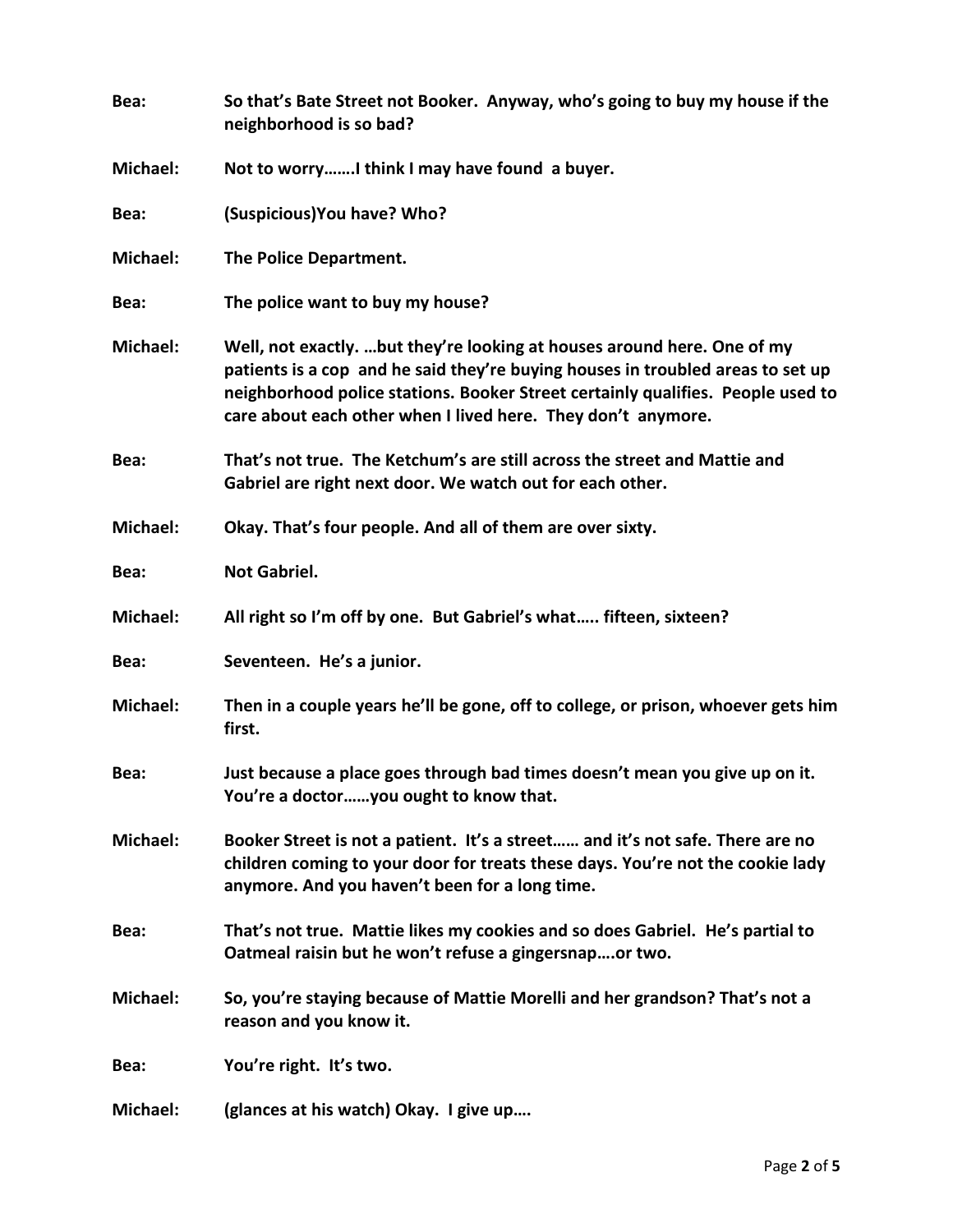**Bea:** **So that's Bate Street not Booker. Anyway, who's going to buy my house if the neighborhood is so bad?**

**Michael:** **Not to worry…….I think I may have found a buyer.**

**Bea:** **(Suspicious)You have? Who?**

**Michael:** **The Police Department.**

**Bea:** **The police want to buy my house?**

**Michael:** **Well, not exactly. …but they're looking at houses around here. One of my patients is a cop and he said they're buying houses in troubled areas to set up neighborhood police stations. Booker Street certainly qualifies. People used to care about each other when I lived here. They don't anymore.**

**Bea:** **That's not true. The Ketchum's are still across the street and Mattie and Gabriel are right next door. We watch out for each other.**

**Michael:** **Okay. That's four people. And all of them are over sixty.**

**Bea:** **Not Gabriel.**

**Michael:** **All right so I'm off by one. But Gabriel's what….. fifteen, sixteen?**

**Bea:** **Seventeen. He's a junior.**

**Michael:** **Then in a couple years he'll be gone, off to college, or prison, whoever gets him first.**

**Bea:** **Just because a place goes through bad times doesn't mean you give up on it. You're a doctor……you ought to know that.**

**Michael:** **Booker Street is not a patient. It's a street…… and it's not safe. There are no children coming to your door for treats these days. You're not the cookie lady anymore. And you haven't been for a long time.**

**Bea:** **That's not true. Mattie likes my cookies and so does Gabriel. He's partial to Oatmeal raisin but he won't refuse a gingersnap….or two.**

**Michael:** **So, you're staying because of Mattie Morelli and her grandson? That's not a reason and you know it.**

**Bea:** **You're right. It's two.**

**Michael:** **(glances at his watch) Okay. I give up….**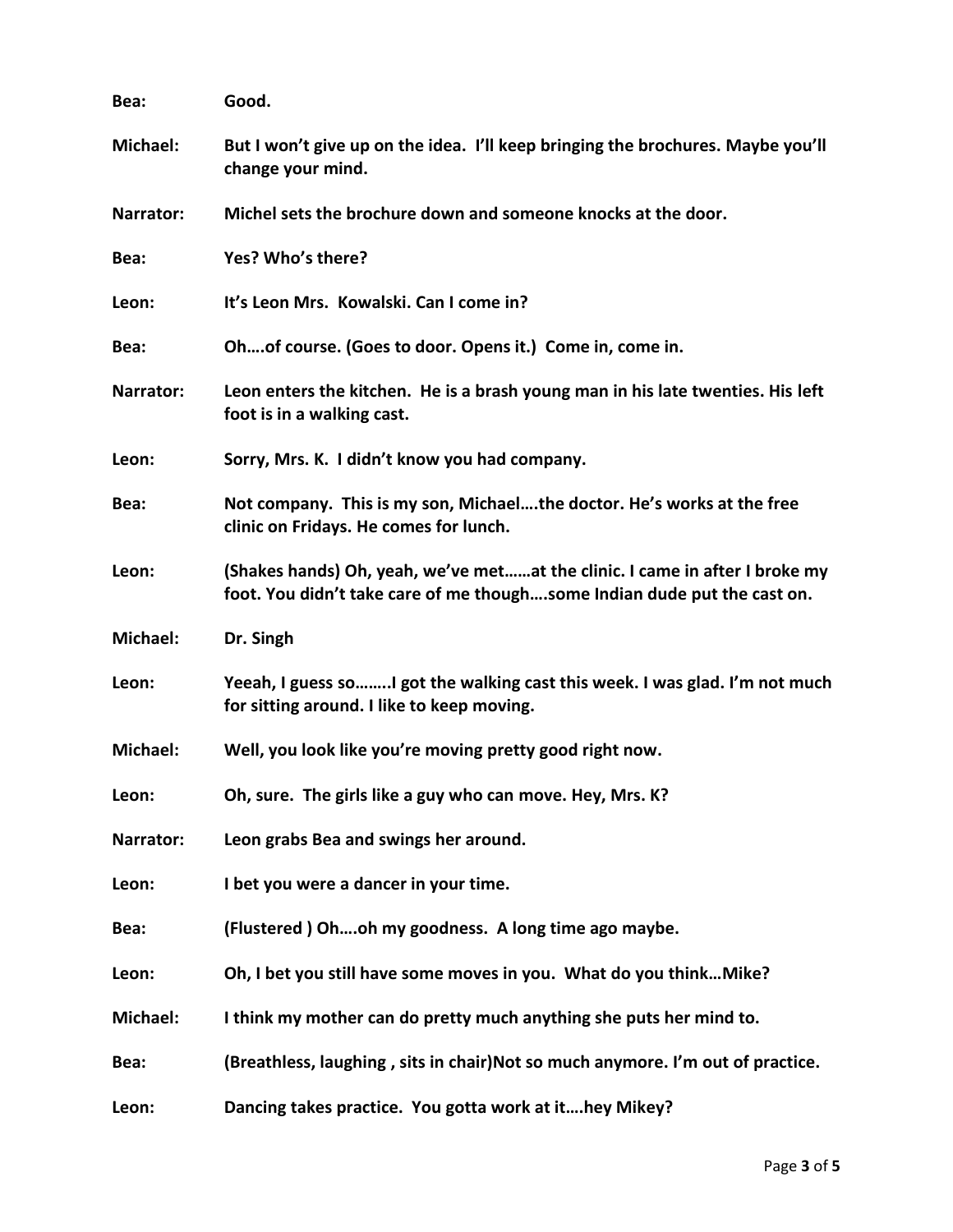**Bea:** **Good.**

**Michael:** **But I won't give up on the idea. I'll keep bringing the brochures. Maybe you'll change your mind.**

**Narrator:** **Michel sets the brochure down and someone knocks at the door.**

**Bea:** **Yes? Who's there?**

**Leon:** **It's Leon Mrs. Kowalski. Can I come in?**

**Bea:** **Oh….of course. (Goes to door. Opens it.) Come in, come in.**

**Narrator:** **Leon enters the kitchen. He is a brash young man in his late twenties. His left foot is in a walking cast.**

**Leon:** **Sorry, Mrs. K. I didn't know you had company.**

**Bea:** **Not company. This is my son, Michael….the doctor. He's works at the free clinic on Fridays. He comes for lunch.**

**Leon:** **(Shakes hands) Oh, yeah, we've met……at the clinic. I came in after I broke my foot. You didn't take care of me though….some Indian dude put the cast on.**

**Michael:** **Dr. Singh**

**Leon:** **Yeeah, I guess so……..I got the walking cast this week. I was glad. I'm not much for sitting around. I like to keep moving.**

**Michael:** **Well, you look like you're moving pretty good right now.**

**Leon:** **Oh, sure. The girls like a guy who can move. Hey, Mrs. K?**

**Narrator:** **Leon grabs Bea and swings her around.**

**Leon:** **I bet you were a dancer in your time.**

**Bea:** **(Flustered ) Oh….oh my goodness. A long time ago maybe.**

**Leon:** **Oh, I bet you still have some moves in you. What do you think…Mike?**

**Michael:** **I think my mother can do pretty much anything she puts her mind to.**

**Bea:** **(Breathless, laughing , sits in chair)Not so much anymore. I'm out of practice.**

**Leon:** **Dancing takes practice. You gotta work at it….hey Mikey?**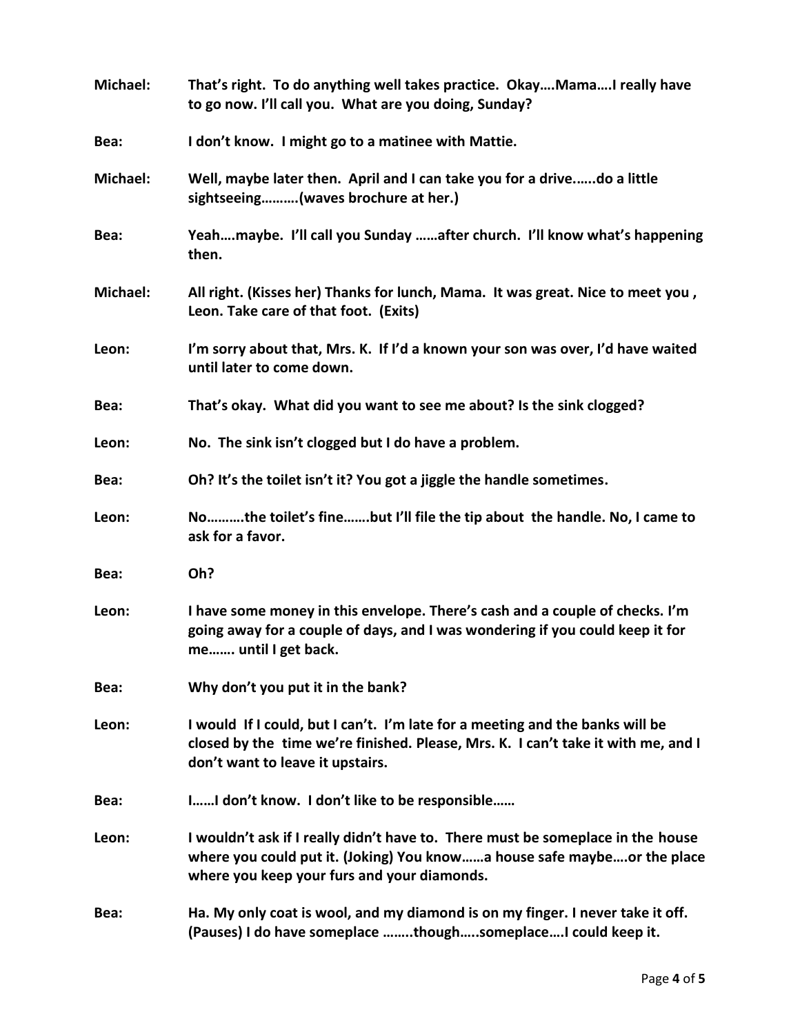**Michael:** **That's right. To do anything well takes practice. Okay….Mama….I really have to go now. I'll call you. What are you doing, Sunday?**

**Bea:** **I don't know. I might go to a matinee with Mattie.**

**Michael:** **Well, maybe later then. April and I can take you for a drive.…..do a little sightseeing……….(waves brochure at her.)**

**Bea:** **Yeah….maybe. I'll call you Sunday ……after church. I'll know what's happening then.**

**Michael:** **All right. (Kisses her) Thanks for lunch, Mama. It was great. Nice to meet you , Leon. Take care of that foot. (Exits)**

**Leon:** **I'm sorry about that, Mrs. K. If I'd a known your son was over, I'd have waited until later to come down.**

**Bea:** **That's okay. What did you want to see me about? Is the sink clogged?**

**Leon:** **No. The sink isn't clogged but I do have a problem.**

**Bea:** **Oh? It's the toilet isn't it? You got a jiggle the handle sometimes.**

**Leon:** **No……….the toilet's fine…….but I'll file the tip about the handle. No, I came to ask for a favor.**

**Bea:** **Oh?**

**Leon:** **I have some money in this envelope. There's cash and a couple of checks. I'm going away for a couple of days, and I was wondering if you could keep it for me……. until I get back.**

**Bea:** **Why don't you put it in the bank?**

**Leon:** **I would If I could, but I can't. I'm late for a meeting and the banks will be closed by the time we're finished. Please, Mrs. K. I can't take it with me, and I don't want to leave it upstairs.**

**Bea:** **I……I don't know. I don't like to be responsible……**

**Leon:** **I wouldn't ask if I really didn't have to. There must be someplace in the house where you could put it. (Joking) You know……a house safe maybe….or the place where you keep your furs and your diamonds.**

**Bea:** **Ha. My only coat is wool, and my diamond is on my finger. I never take it off. (Pauses) I do have someplace ……..though…..someplace….I could keep it.**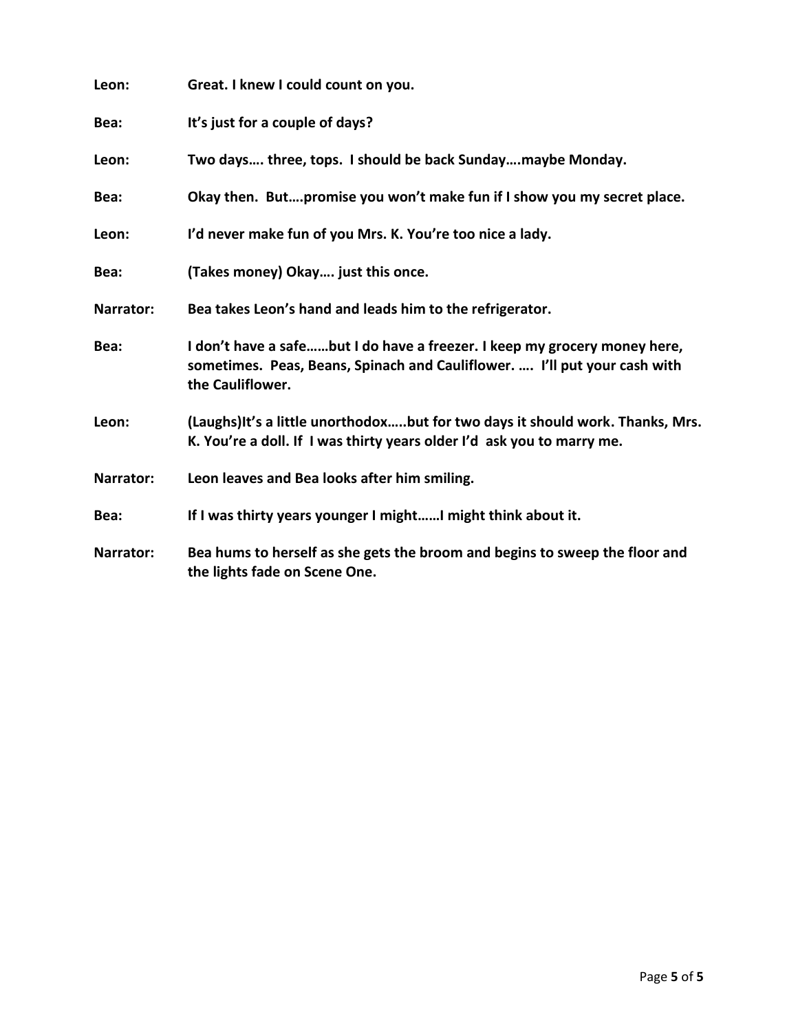**Leon:** **Great. I knew I could count on you.**

**Bea:** **It's just for a couple of days?**

**Leon:** **Two days…. three, tops. I should be back Sunday….maybe Monday.**

**Bea:** **Okay then. But….promise you won't make fun if I show you my secret place.**

**Leon:** **I'd never make fun of you Mrs. K. You're too nice a lady.**

**Bea:** **(Takes money) Okay…. just this once.**

**Narrator:** **Bea takes Leon's hand and leads him to the refrigerator.**

**Bea:** **I don't have a safe……but I do have a freezer. I keep my grocery money here, sometimes. Peas, Beans, Spinach and Cauliflower. …. I'll put your cash with the Cauliflower.**

**Leon:** **(Laughs)It's a little unorthodox…..but for two days it should work. Thanks, Mrs. K. You're a doll. If I was thirty years older I'd ask you to marry me.**

**Narrator:** **Leon leaves and Bea looks after him smiling.**

**Bea:** **If I was thirty years younger I might……I might think about it.**

**Narrator:** **Bea hums to herself as she gets the broom and begins to sweep the floor and the lights fade on Scene One.**